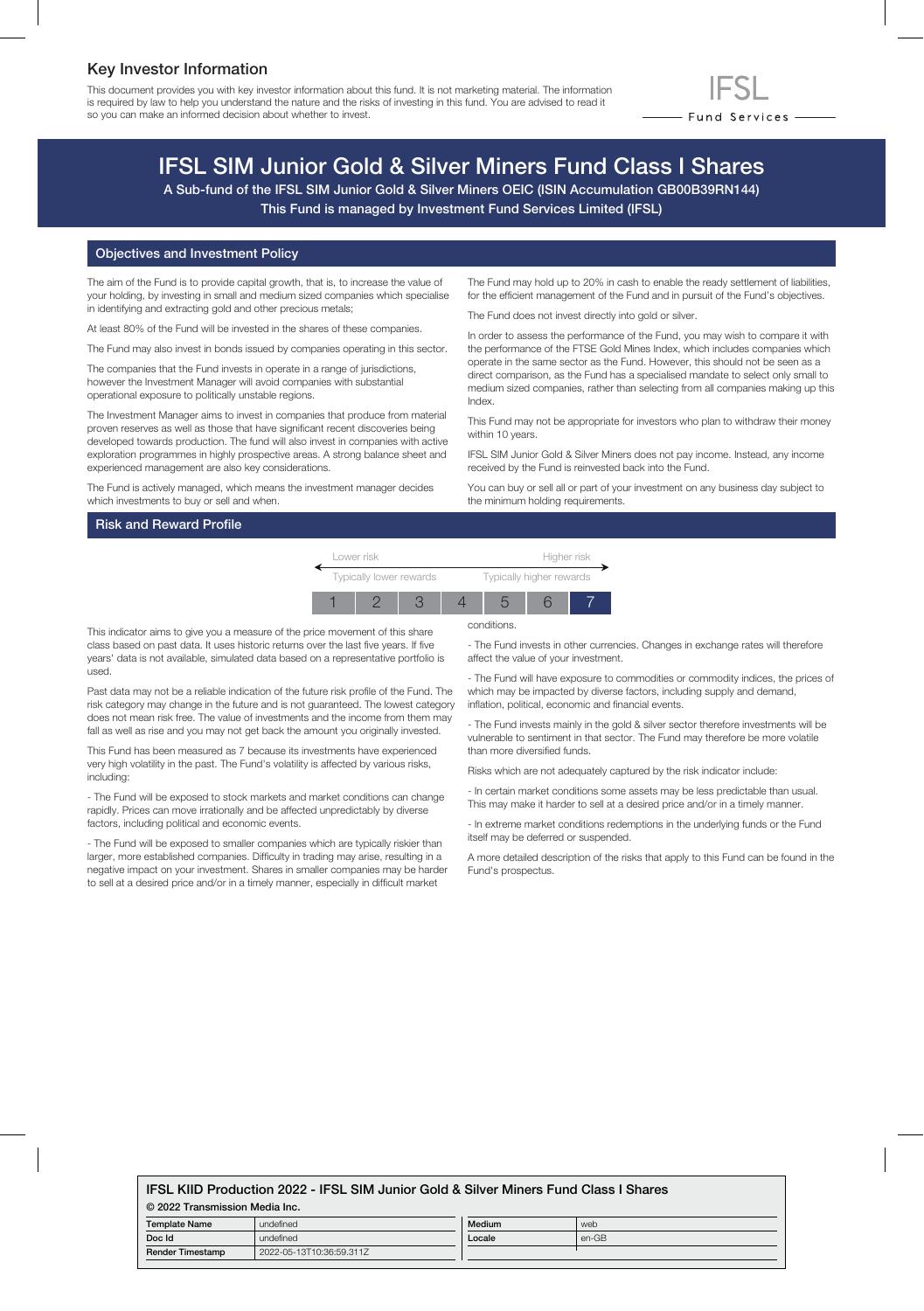# Key Investor Information

This document provides you with key investor information about this fund. It is not marketing material. The information is required by law to help you understand the nature and the risks of investing in this fund. You are advised to read it so you can make an informed decision about whether to invest.

IFSL Fund Services

# IFSL SIM Junior Gold & Silver Miners Fund Class I Shares

**A Sub-fund of the IFSL SIM Junior Gold & Silver Miners OEIC (ISIN Accumulation GB00B39RN144)**

**This Fund is managed by Investment Fund Services Limited (IFSL)**

## Objectives and Investment Policy

The aim of the Fund is to provide capital growth, that is, to increase the value of your holding, by investing in small and medium sized companies which specialise in identifying and extracting gold and other precious metals;

At least 80% of the Fund will be invested in the shares of these companies.

The Fund may also invest in bonds issued by companies operating in this sector.

The companies that the Fund invests in operate in a range of jurisdictions, however the Investment Manager will avoid companies with substantial operational exposure to politically unstable regions.

The Investment Manager aims to invest in companies that produce from material proven reserves as well as those that have significant recent discoveries being developed towards production. The fund will also invest in companies with active exploration programmes in highly prospective areas. A strong balance sheet and experienced management are also key considerations.

The Fund is actively managed, which means the investment manager decides which investments to buy or sell and when.

The Fund may hold up to 20% in cash to enable the ready settlement of liabilities, for the efficient management of the Fund and in pursuit of the Fund's objectives.

The Fund does not invest directly into gold or silver.

In order to assess the performance of the Fund, you may wish to compare it with the performance of the FTSE Gold Mines Index, which includes companies which operate in the same sector as the Fund. However, this should not be seen as a direct comparison, as the Fund has a specialised mandate to select only small to medium sized companies, rather than selecting from all companies making up this Index.

This Fund may not be appropriate for investors who plan to withdraw their money within 10 years.

IFSL SIM Junior Gold & Silver Miners does not pay income. Instead, any income received by the Fund is reinvested back into the Fund.

You can buy or sell all or part of your investment on any business day subject to the minimum holding requirements.

## Risk and Reward Profile

| Lower risk | | | | | | Higher risk |
|---|---|---|---|---|---|---|
| Typically lower rewards | | | | | | Typically higher rewards |
| 1 | 2 | 3 | 4 | 5 | 6 | **7** |

This indicator aims to give you a measure of the price movement of this share class based on past data. It uses historic returns over the last five years. If five years' data is not available, simulated data based on a representative portfolio is used.

Past data may not be a reliable indication of the future risk profile of the Fund. The risk category may change in the future and is not guaranteed. The lowest category does not mean risk free. The value of investments and the income from them may fall as well as rise and you may not get back the amount you originally invested.

This Fund has been measured as 7 because its investments have experienced very high volatility in the past. The Fund's volatility is affected by various risks, including:

- The Fund will be exposed to stock markets and market conditions can change rapidly. Prices can move irrationally and be affected unpredictably by diverse factors, including political and economic events.

- The Fund will be exposed to smaller companies which are typically riskier than larger, more established companies. Difficulty in trading may arise, resulting in a negative impact on your investment. Shares in smaller companies may be harder to sell at a desired price and/or in a timely manner, especially in difficult market conditions.

- The Fund invests in other currencies. Changes in exchange rates will therefore affect the value of your investment.

- The Fund will have exposure to commodities or commodity indices, the prices of which may be impacted by diverse factors, including supply and demand, inflation, political, economic and financial events.

- The Fund invests mainly in the gold & silver sector therefore investments will be vulnerable to sentiment in that sector. The Fund may therefore be more volatile than more diversified funds.

Risks which are not adequately captured by the risk indicator include:

- In certain market conditions some assets may be less predictable than usual. This may make it harder to sell at a desired price and/or in a timely manner.

- In extreme market conditions redemptions in the underlying funds or the Fund itself may be deferred or suspended.

A more detailed description of the risks that apply to this Fund can be found in the Fund's prospectus.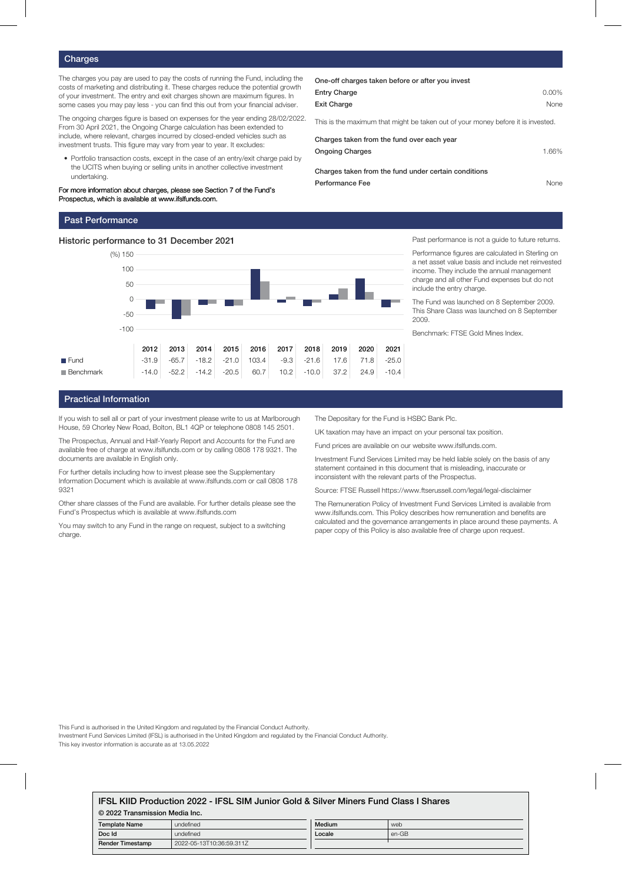## Charges

The charges you pay are used to pay the costs of running the Fund, including the costs of marketing and distributing it. These charges reduce the potential growth of your investment. The entry and exit charges shown are maximum figures. In some cases you may pay less - you can find this out from your financial adviser.

The ongoing charges figure is based on expenses for the year ending 28/02/2022. From 30 April 2021, the Ongoing Charge calculation has been extended to include, where relevant, charges incurred by closed-ended vehicles such as investment trusts. This figure may vary from year to year. It excludes:

- Portfolio transaction costs, except in the case of an entry/exit charge paid by the UCITS when buying or selling units in another collective investment undertaking.

**For more information about charges, please see Section 7 of the Fund's Prospectus, which is available at www.ifslfunds.com.**

| One-off charges taken before or after you invest | |
|---|---|
| **Entry Charge** | 0.00% |
| **Exit Charge** | None |

This is the maximum that might be taken out of your money before it is invested.

| Charges taken from the fund over each year | |
|---|---|
| **Ongoing Charges** | 1.66% |

| Charges taken from the fund under certain conditions | |
|---|---|
| **Performance Fee** | None |

## Past Performance

### Historic performance to 31 December 2021

(%) 150
100
50
0
-50
-100

| | 2012 | 2013 | 2014 | 2015 | 2016 | 2017 | 2018 | 2019 | 2020 | 2021 |
|---|---|---|---|---|---|---|---|---|---|---|
| Fund | -31.9 | -65.7 | -18.2 | -21.0 | 103.4 | -9.3 | -21.6 | 17.6 | 71.8 | -25.0 |
| Benchmark | -14.0 | -52.2 | -14.2 | -20.5 | 60.7 | 10.2 | -10.0 | 37.2 | 24.9 | -10.4 |

Past performance is not a guide to future returns.

Performance figures are calculated in Sterling on a net asset value basis and include net reinvested income. They include the annual management charge and all other Fund expenses but do not include the entry charge.

The Fund was launched on 8 September 2009. This Share Class was launched on 8 September 2009.

Benchmark: FTSE Gold Mines Index.

## Practical Information

If you wish to sell all or part of your investment please write to us at Marlborough House, 59 Chorley New Road, Bolton, BL1 4QP or telephone 0808 145 2501.

The Prospectus, Annual and Half-Yearly Report and Accounts for the Fund are available free of charge at www.ifslfunds.com or by calling 0808 178 9321. The documents are available in English only.

For further details including how to invest please see the Supplementary Information Document which is available at www.ifslfunds.com or call 0808 178 9321

Other share classes of the Fund are available. For further details please see the Fund's Prospectus which is available at www.ifslfunds.com

You may switch to any Fund in the range on request, subject to a switching charge.

The Depositary for the Fund is HSBC Bank Plc.

UK taxation may have an impact on your personal tax position.

Fund prices are available on our website www.ifslfunds.com.

Investment Fund Services Limited may be held liable solely on the basis of any statement contained in this document that is misleading, inaccurate or inconsistent with the relevant parts of the Prospectus.

Source: FTSE Russell https://www.ftserussell.com/legal/legal-disclaimer

The Remuneration Policy of Investment Fund Services Limited is available from www.ifslfunds.com. This Policy describes how remuneration and benefits are calculated and the governance arrangements in place around these payments. A paper copy of this Policy is also available free of charge upon request.

This Fund is authorised in the United Kingdom and regulated by the Financial Conduct Authority.
Investment Fund Services Limited (IFSL) is authorised in the United Kingdom and regulated by the Financial Conduct Authority.
This key investor information is accurate as at 13.05.2022

**IFSL KIID Production 2022 - IFSL SIM Junior Gold & Silver Miners Fund Class I Shares**
**© 2022 Transmission Media Inc.**

| | | | |
|---|---|---|---|
| **Template Name** | undefined | **Medium** | web |
| **Doc Id** | undefined | **Locale** | en-GB |
| **Render Timestamp** | 2022-05-13T10:36:59.311Z | | |